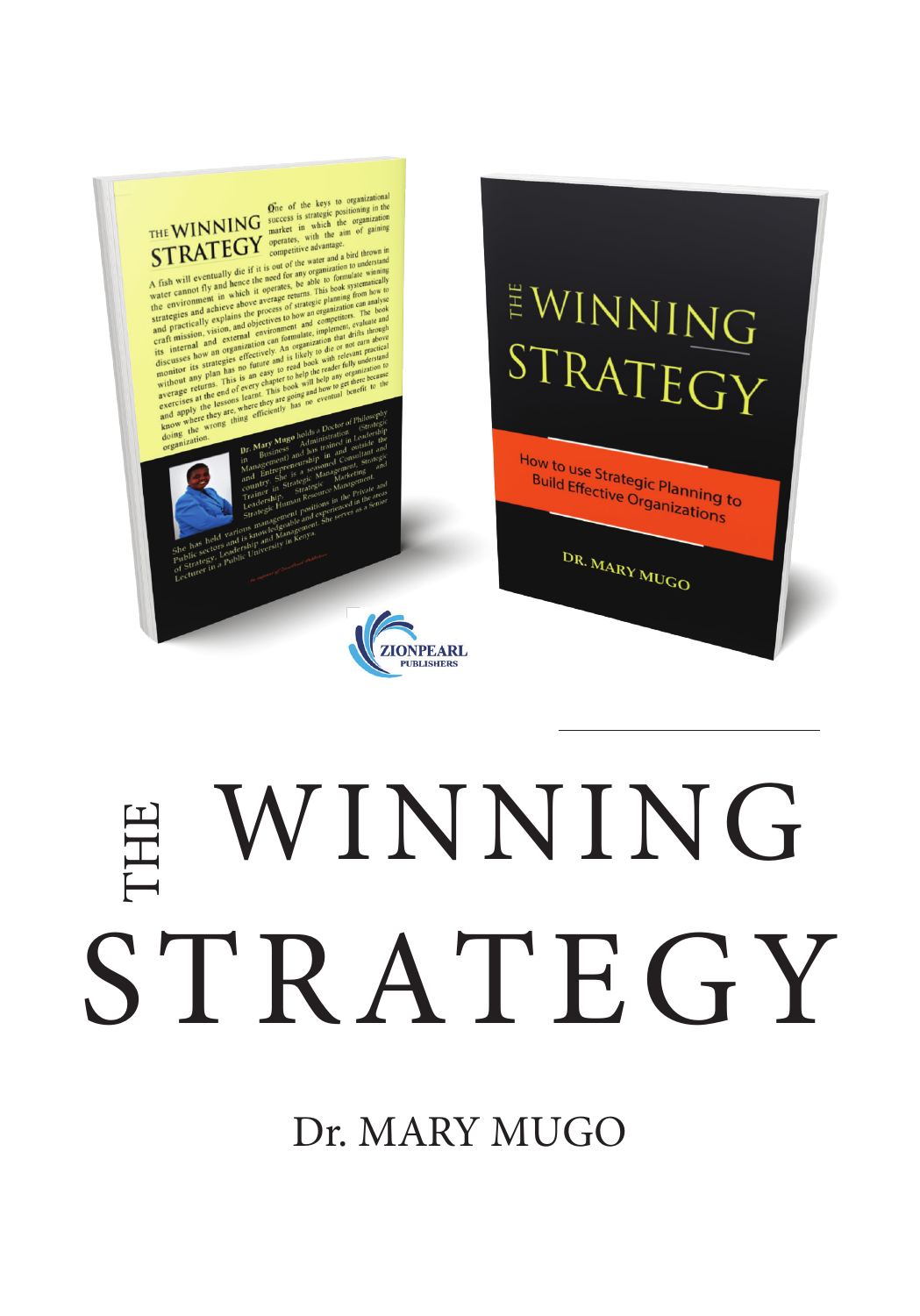# THE WINNING STRATEGY

Dr. MARY MUGO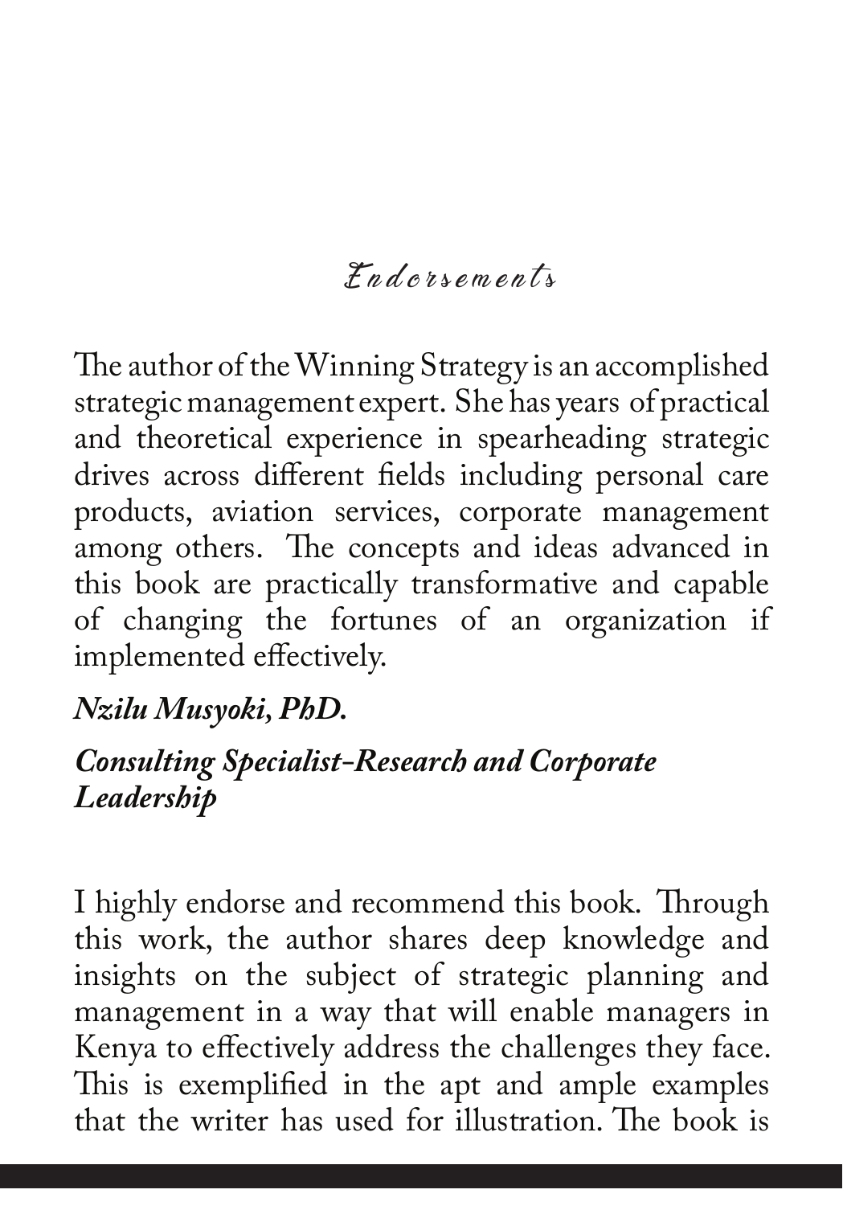# Endorsements

The author of the Winning Strategy is an accomplished strategic management expert. She has years of practical and theoretical experience in spearheading strategic drives across different fields including personal care products, aviation services, corporate management among others. The concepts and ideas advanced in this book are practically transformative and capable of changing the fortunes of an organization if implemented effectively.

***Nzilu Musyoki, PhD.***

***Consulting Specialist-Research and Corporate Leadership***

I highly endorse and recommend this book. Through this work, the author shares deep knowledge and insights on the subject of strategic planning and management in a way that will enable managers in Kenya to effectively address the challenges they face. This is exemplified in the apt and ample examples that the writer has used for illustration. The book is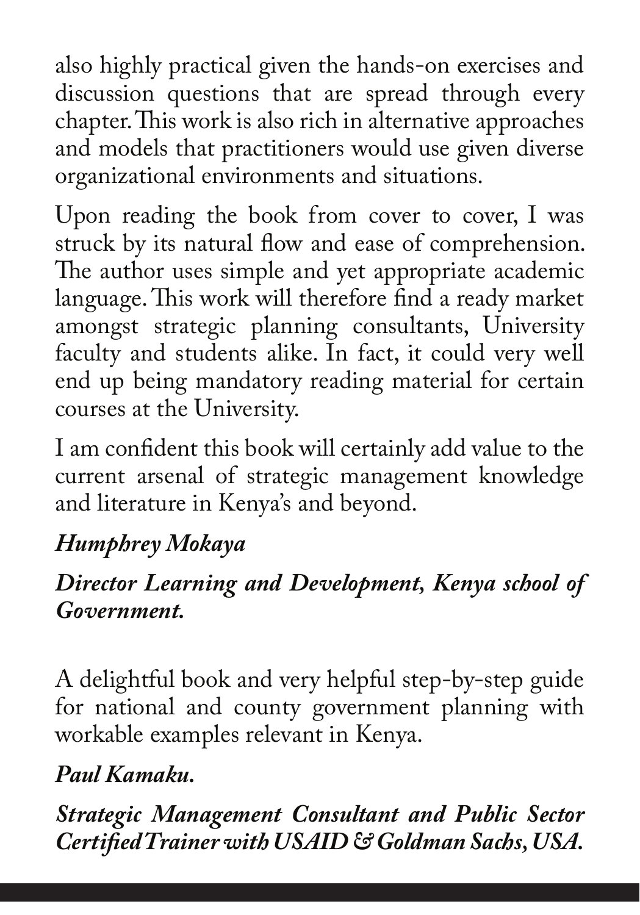also highly practical given the hands-on exercises and discussion questions that are spread through every chapter. This work is also rich in alternative approaches and models that practitioners would use given diverse organizational environments and situations.

Upon reading the book from cover to cover, I was struck by its natural flow and ease of comprehension. The author uses simple and yet appropriate academic language. This work will therefore find a ready market amongst strategic planning consultants, University faculty and students alike. In fact, it could very well end up being mandatory reading material for certain courses at the University.

I am confident this book will certainly add value to the current arsenal of strategic management knowledge and literature in Kenya's and beyond.

***Humphrey Mokaya***

***Director Learning and Development, Kenya school of Government.***

A delightful book and very helpful step-by-step guide for national and county government planning with workable examples relevant in Kenya.

***Paul Kamaku.***

***Strategic Management Consultant and Public Sector Certified Trainer with USAID & Goldman Sachs, USA.***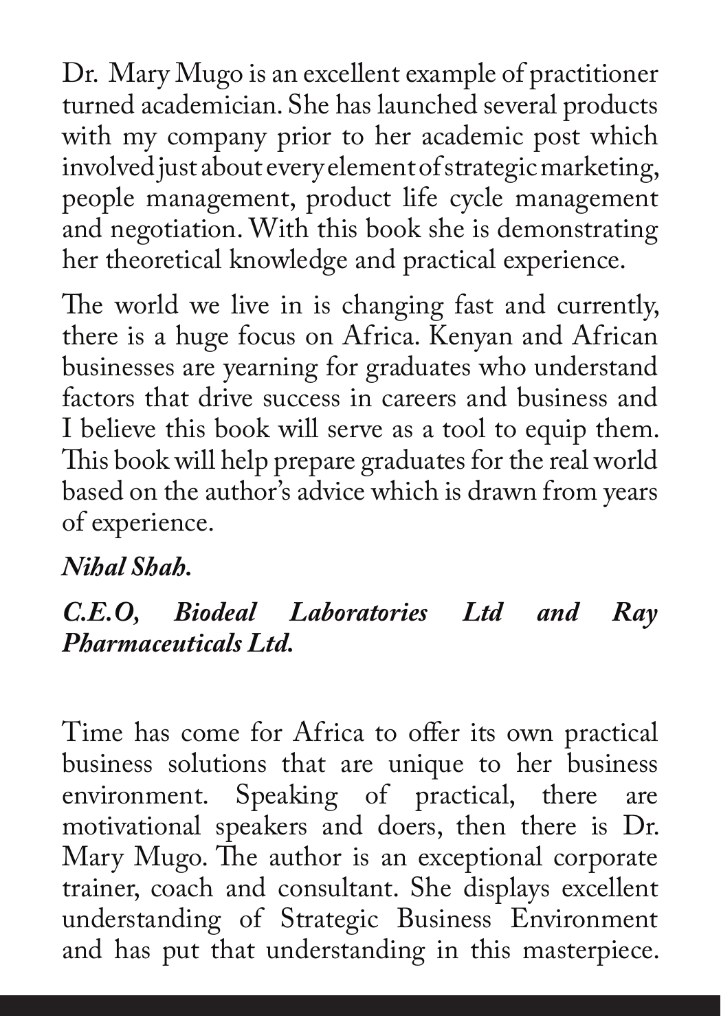Dr. Mary Mugo is an excellent example of practitioner turned academician. She has launched several products with my company prior to her academic post which involved just about every element of strategic marketing, people management, product life cycle management and negotiation. With this book she is demonstrating her theoretical knowledge and practical experience.

The world we live in is changing fast and currently, there is a huge focus on Africa. Kenyan and African businesses are yearning for graduates who understand factors that drive success in careers and business and I believe this book will serve as a tool to equip them. This book will help prepare graduates for the real world based on the author's advice which is drawn from years of experience.

***Nihal Shah.***

***C.E.O, Biodeal Laboratories Ltd and Ray Pharmaceuticals Ltd.***

Time has come for Africa to offer its own practical business solutions that are unique to her business environment. Speaking of practical, there are motivational speakers and doers, then there is Dr. Mary Mugo. The author is an exceptional corporate trainer, coach and consultant. She displays excellent understanding of Strategic Business Environment and has put that understanding in this masterpiece.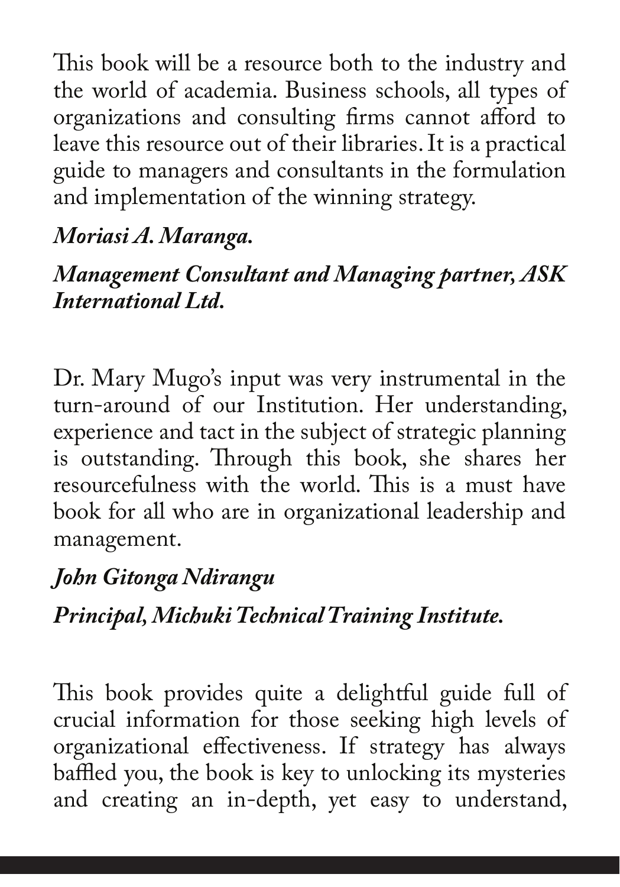This book will be a resource both to the industry and the world of academia. Business schools, all types of organizations and consulting firms cannot afford to leave this resource out of their libraries. It is a practical guide to managers and consultants in the formulation and implementation of the winning strategy.

***Moriasi A. Maranga.***

***Management Consultant and Managing partner, ASK International Ltd.***

Dr. Mary Mugo's input was very instrumental in the turn-around of our Institution. Her understanding, experience and tact in the subject of strategic planning is outstanding. Through this book, she shares her resourcefulness with the world. This is a must have book for all who are in organizational leadership and management.

***John Gitonga Ndirangu***

***Principal, Michuki Technical Training Institute.***

This book provides quite a delightful guide full of crucial information for those seeking high levels of organizational effectiveness. If strategy has always baffled you, the book is key to unlocking its mysteries and creating an in-depth, yet easy to understand,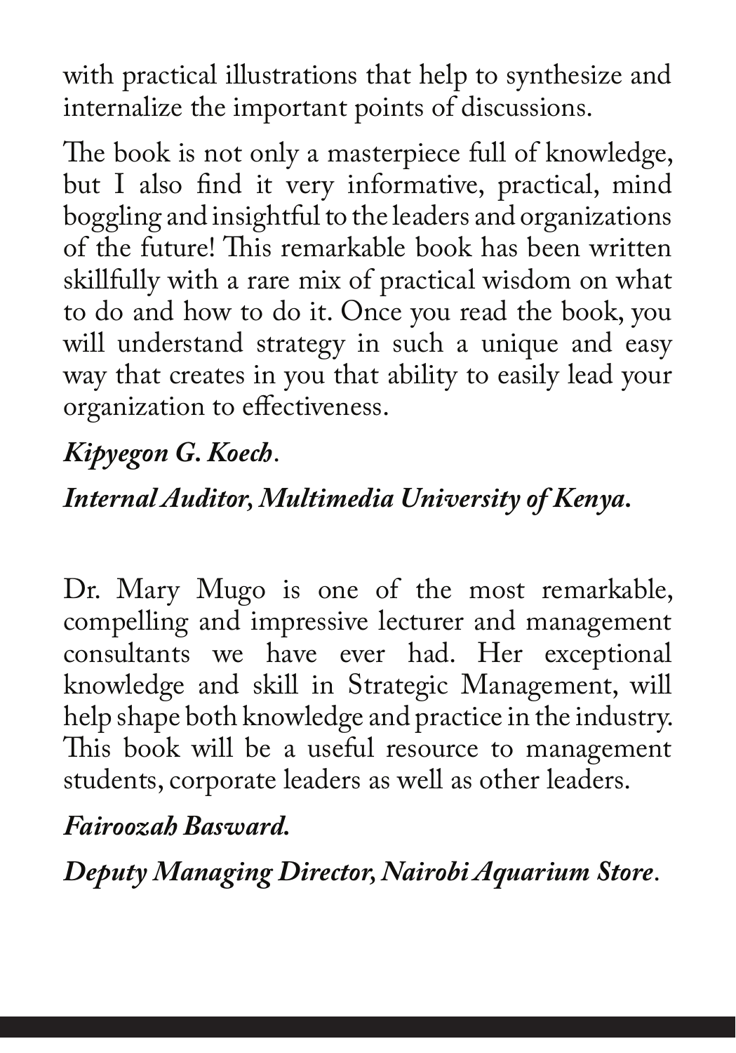with practical illustrations that help to synthesize and internalize the important points of discussions.

The book is not only a masterpiece full of knowledge, but I also find it very informative, practical, mind boggling and insightful to the leaders and organizations of the future! This remarkable book has been written skillfully with a rare mix of practical wisdom on what to do and how to do it. Once you read the book, you will understand strategy in such a unique and easy way that creates in you that ability to easily lead your organization to effectiveness.

***Kipyegon G. Koech*.**

***Internal Auditor, Multimedia University of Kenya.***

Dr. Mary Mugo is one of the most remarkable, compelling and impressive lecturer and management consultants we have ever had. Her exceptional knowledge and skill in Strategic Management, will help shape both knowledge and practice in the industry. This book will be a useful resource to management students, corporate leaders as well as other leaders.

***Fairoozah Basward.***

***Deputy Managing Director, Nairobi Aquarium Store*.**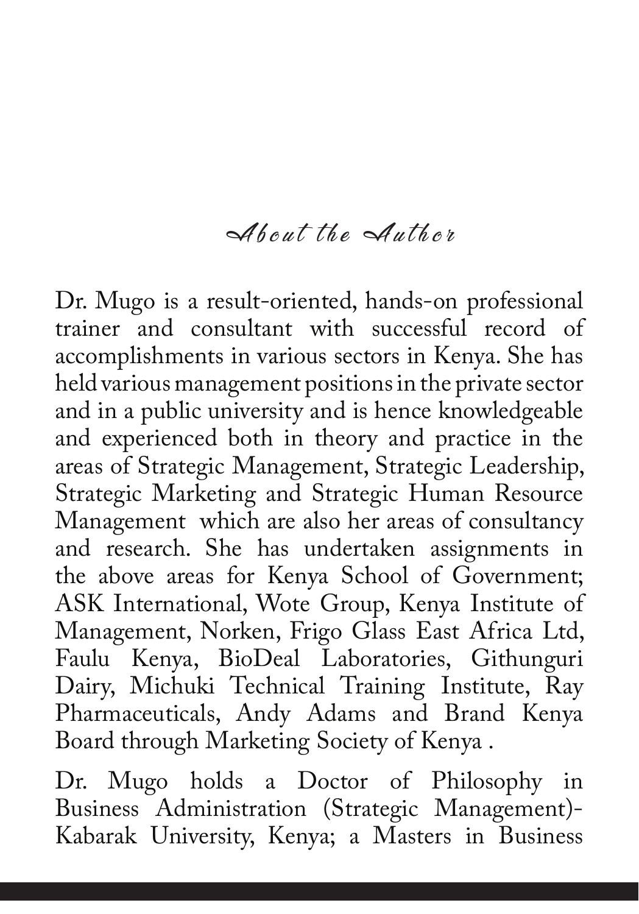## About the Author

Dr. Mugo is a result-oriented, hands-on professional trainer and consultant with successful record of accomplishments in various sectors in Kenya. She has held various management positions in the private sector and in a public university and is hence knowledgeable and experienced both in theory and practice in the areas of Strategic Management, Strategic Leadership, Strategic Marketing and Strategic Human Resource Management which are also her areas of consultancy and research. She has undertaken assignments in the above areas for Kenya School of Government; ASK International, Wote Group, Kenya Institute of Management, Norken, Frigo Glass East Africa Ltd, Faulu Kenya, BioDeal Laboratories, Githunguri Dairy, Michuki Technical Training Institute, Ray Pharmaceuticals, Andy Adams and Brand Kenya Board through Marketing Society of Kenya .

Dr. Mugo holds a Doctor of Philosophy in Business Administration (Strategic Management)- Kabarak University, Kenya; a Masters in Business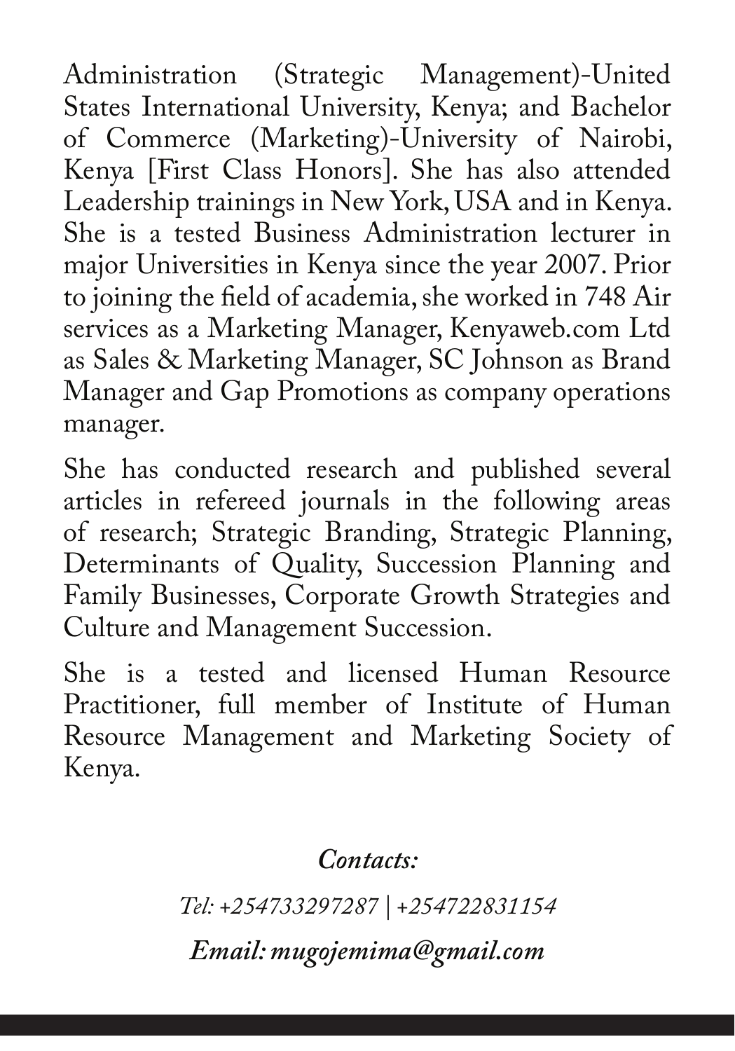Administration (Strategic Management)-United States International University, Kenya; and Bachelor of Commerce (Marketing)-University of Nairobi, Kenya [First Class Honors]. She has also attended Leadership trainings in New York, USA and in Kenya. She is a tested Business Administration lecturer in major Universities in Kenya since the year 2007. Prior to joining the field of academia, she worked in 748 Air services as a Marketing Manager, Kenyaweb.com Ltd as Sales & Marketing Manager, SC Johnson as Brand Manager and Gap Promotions as company operations manager.

She has conducted research and published several articles in refereed journals in the following areas of research; Strategic Branding, Strategic Planning, Determinants of Quality, Succession Planning and Family Businesses, Corporate Growth Strategies and Culture and Management Succession.

She is a tested and licensed Human Resource Practitioner, full member of Institute of Human Resource Management and Marketing Society of Kenya.

***Contacts:***

*Tel: +254733297287 | +254722831154*

***Email: mugojemima@gmail.com***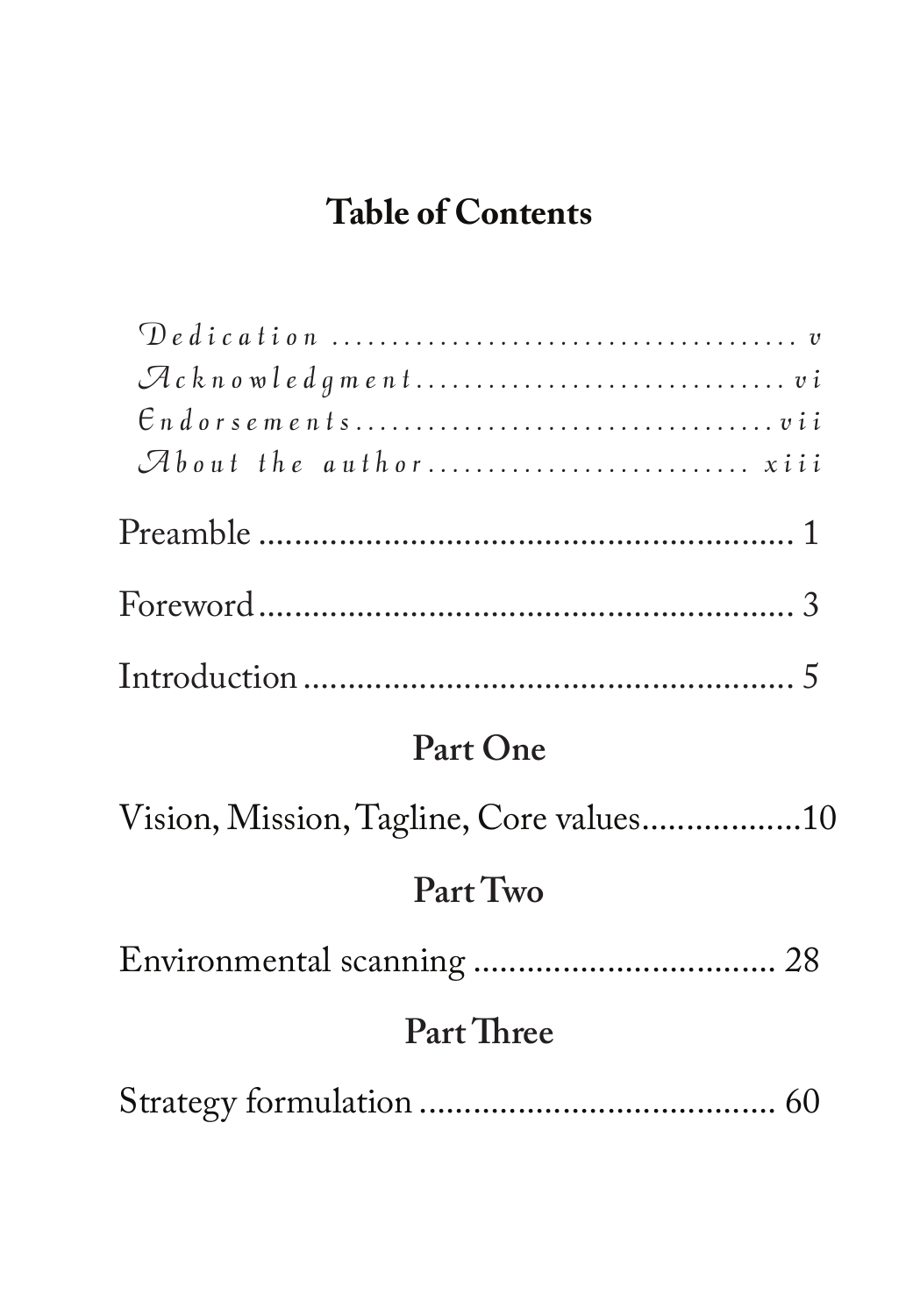# Table of Contents

*Dedication* ........................................ *v*
*Acknowledgment*.............................. *vi*
*Endorsements*..................................*vii*
*About the author*......................... *xiii*

Preamble ........................................................ 1

Foreword........................................................ 3

Introduction ................................................... 5

## Part One

Vision, Mission, Tagline, Core values..................10

## Part Two

Environmental scanning .................................. 28

## Part Three

Strategy formulation ........................................ 60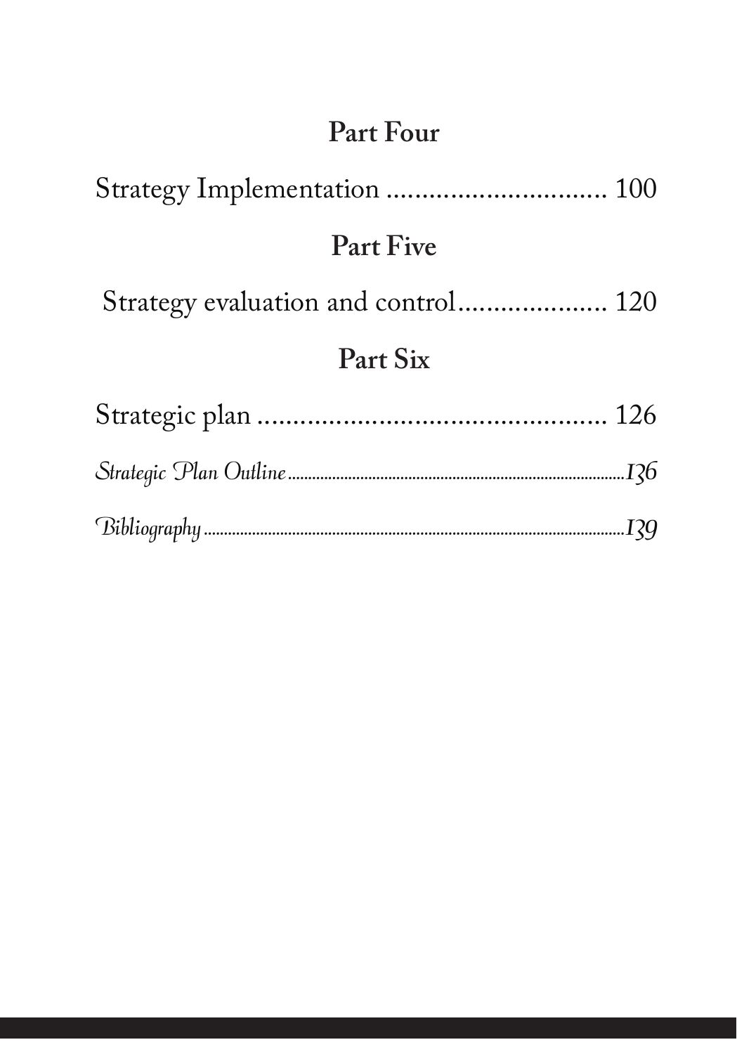## Part Four

Strategy Implementation ................................ 100

## Part Five

Strategy evaluation and control..................... 120

## Part Six

Strategic plan .................................................. 126

*Strategic Plan Outline*..........................................................136

*Bibliography*.........................................................................139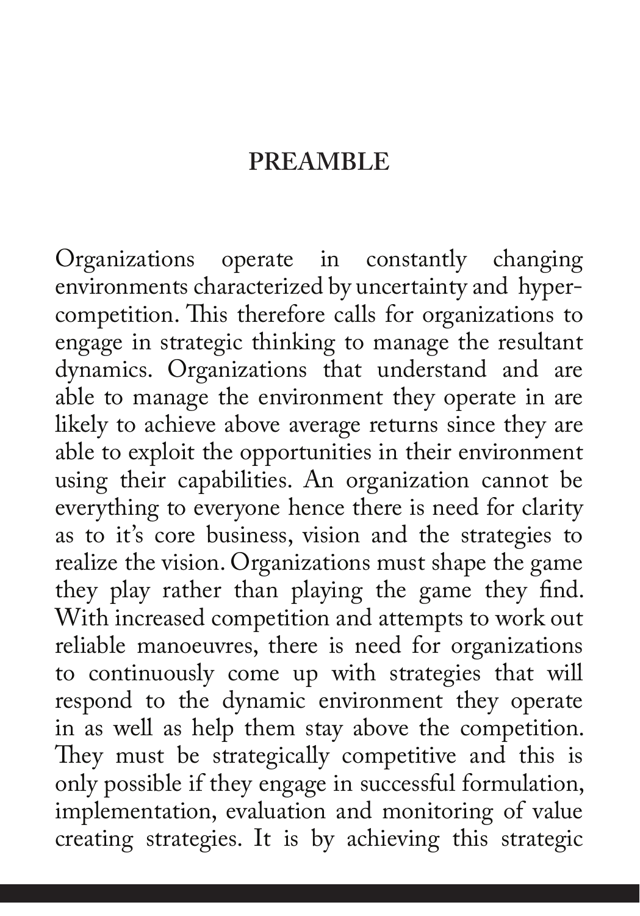# PREAMBLE

Organizations operate in constantly changing environments characterized by uncertainty and hyper-competition. This therefore calls for organizations to engage in strategic thinking to manage the resultant dynamics. Organizations that understand and are able to manage the environment they operate in are likely to achieve above average returns since they are able to exploit the opportunities in their environment using their capabilities. An organization cannot be everything to everyone hence there is need for clarity as to it's core business, vision and the strategies to realize the vision. Organizations must shape the game they play rather than playing the game they find. With increased competition and attempts to work out reliable manoeuvres, there is need for organizations to continuously come up with strategies that will respond to the dynamic environment they operate in as well as help them stay above the competition. They must be strategically competitive and this is only possible if they engage in successful formulation, implementation, evaluation and monitoring of value creating strategies. It is by achieving this strategic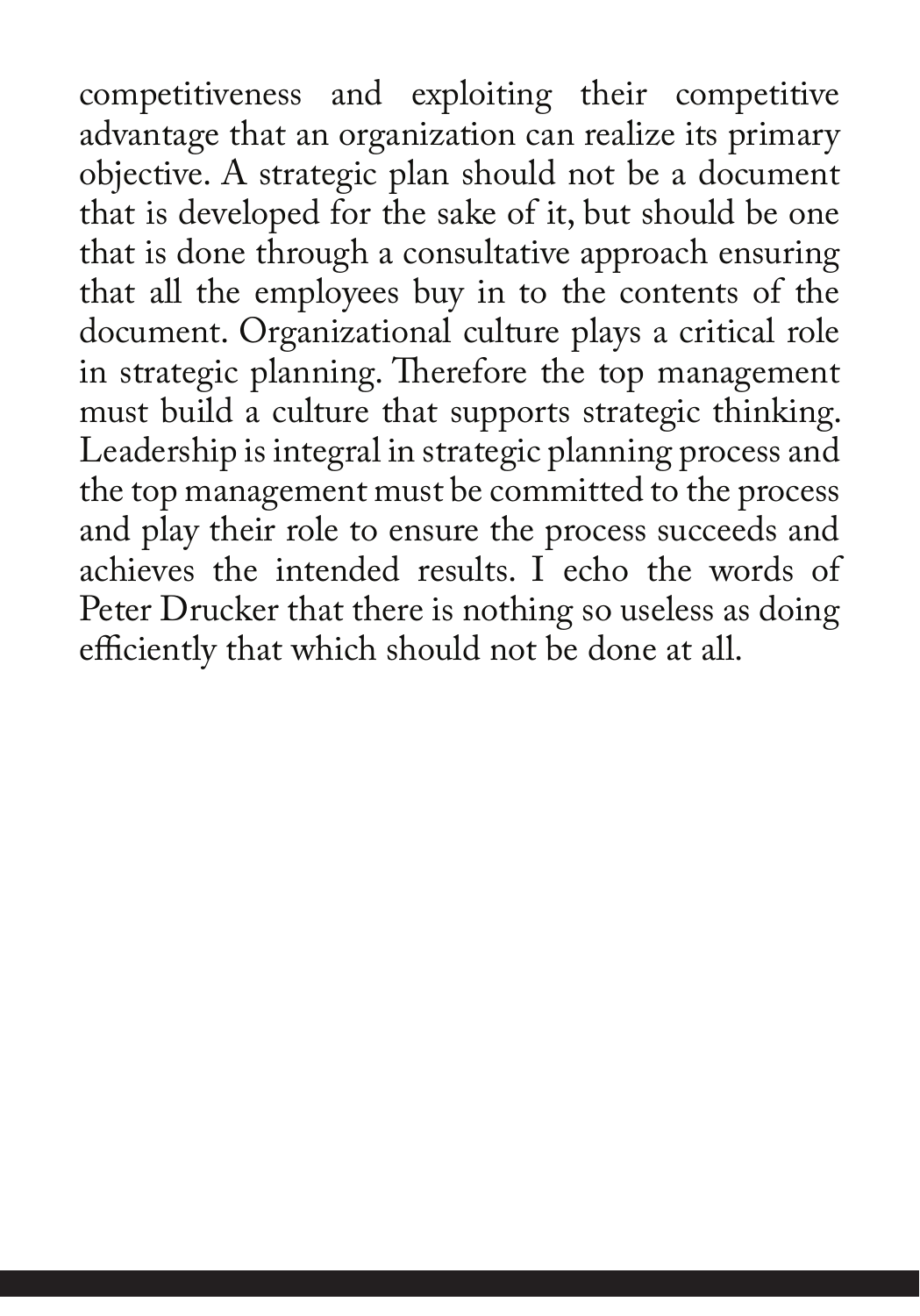competitiveness and exploiting their competitive advantage that an organization can realize its primary objective. A strategic plan should not be a document that is developed for the sake of it, but should be one that is done through a consultative approach ensuring that all the employees buy in to the contents of the document. Organizational culture plays a critical role in strategic planning. Therefore the top management must build a culture that supports strategic thinking. Leadership is integral in strategic planning process and the top management must be committed to the process and play their role to ensure the process succeeds and achieves the intended results. I echo the words of Peter Drucker that there is nothing so useless as doing efficiently that which should not be done at all.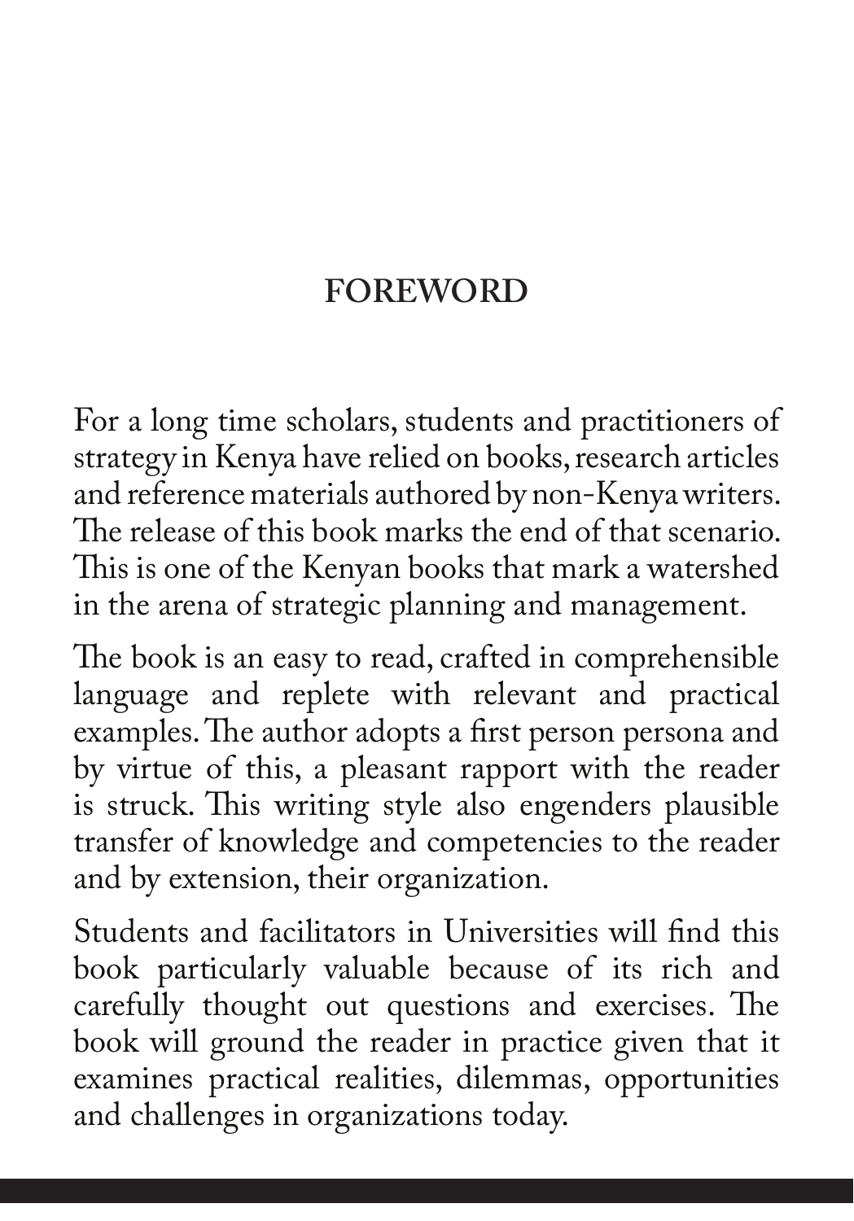# FOREWORD

For a long time scholars, students and practitioners of strategy in Kenya have relied on books, research articles and reference materials authored by non-Kenya writers. The release of this book marks the end of that scenario. This is one of the Kenyan books that mark a watershed in the arena of strategic planning and management.

The book is an easy to read, crafted in comprehensible language and replete with relevant and practical examples. The author adopts a first person persona and by virtue of this, a pleasant rapport with the reader is struck. This writing style also engenders plausible transfer of knowledge and competencies to the reader and by extension, their organization.

Students and facilitators in Universities will find this book particularly valuable because of its rich and carefully thought out questions and exercises. The book will ground the reader in practice given that it examines practical realities, dilemmas, opportunities and challenges in organizations today.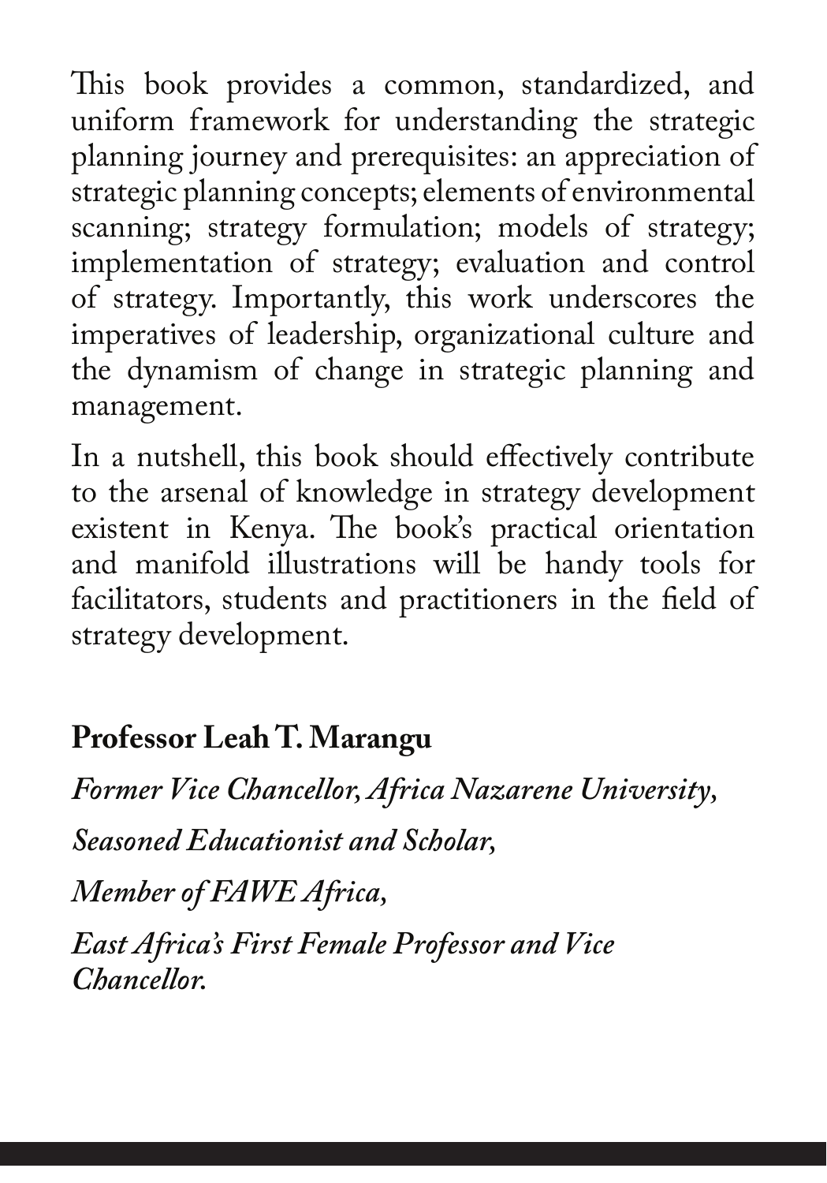This book provides a common, standardized, and uniform framework for understanding the strategic planning journey and prerequisites: an appreciation of strategic planning concepts; elements of environmental scanning; strategy formulation; models of strategy; implementation of strategy; evaluation and control of strategy. Importantly, this work underscores the imperatives of leadership, organizational culture and the dynamism of change in strategic planning and management.

In a nutshell, this book should effectively contribute to the arsenal of knowledge in strategy development existent in Kenya. The book's practical orientation and manifold illustrations will be handy tools for facilitators, students and practitioners in the field of strategy development.

**Professor Leah T. Marangu**

*Former Vice Chancellor, Africa Nazarene University,*

*Seasoned Educationist and Scholar,*

*Member of FAWE Africa,*

*East Africa's First Female Professor and Vice Chancellor.*